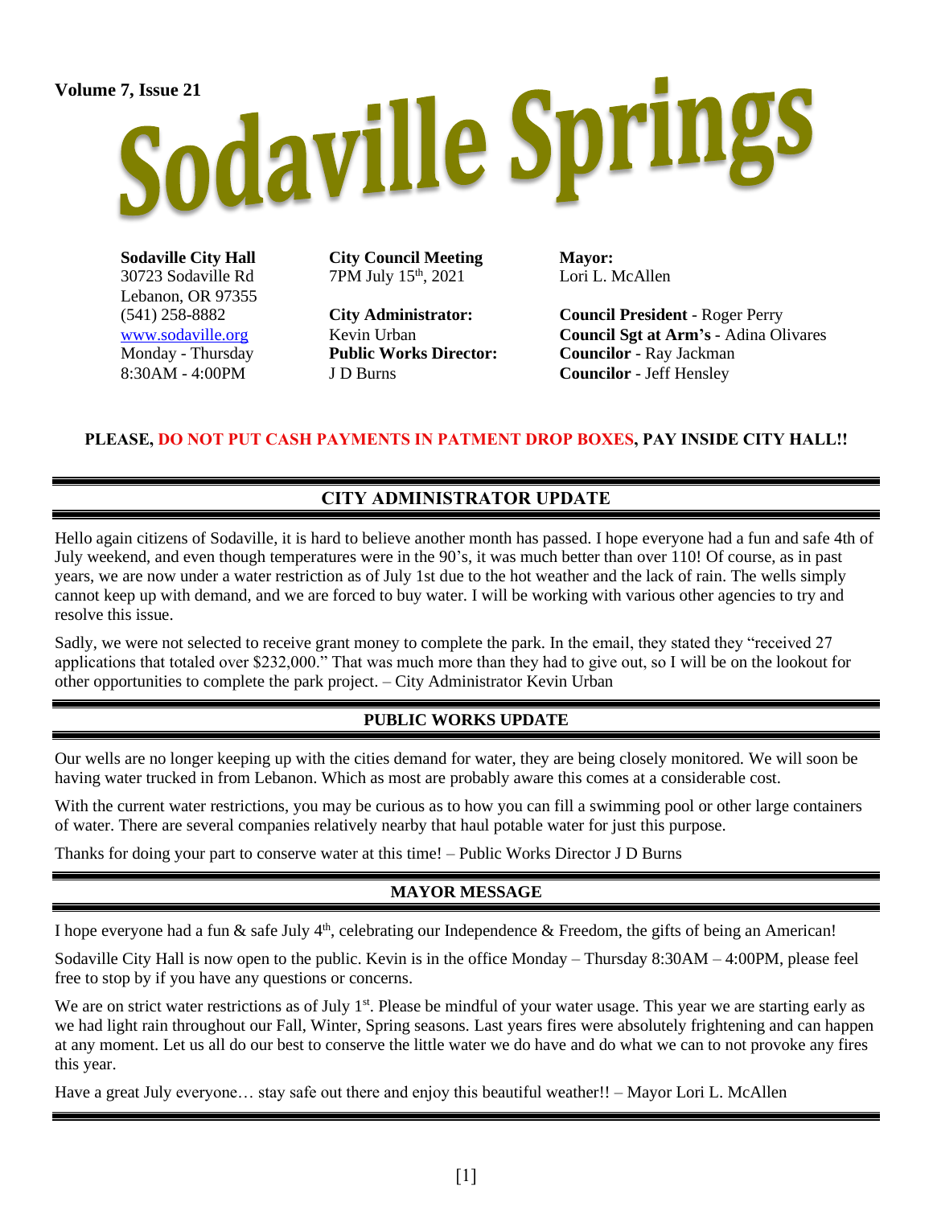Volume 7, Issue 21

# Sodaville Springs

**Sodaville City Hall**
30723 Sodaville Rd
Lebanon, OR 97355
(541) 258-8882
www.sodaville.org
Monday - Thursday
8:30AM - 4:00PM

**City Council Meeting**
7PM July 15th, 2021

**City Administrator:**
Kevin Urban
**Public Works Director:**
J D Burns

**Mayor:**
Lori L. McAllen

**Council President** - Roger Perry
**Council Sgt at Arm's** - Adina Olivares
**Councilor** - Ray Jackman
**Councilor** - Jeff Hensley

**PLEASE, DO NOT PUT CASH PAYMENTS IN PATMENT DROP BOXES, PAY INSIDE CITY HALL!!**

## CITY ADMINISTRATOR UPDATE

Hello again citizens of Sodaville, it is hard to believe another month has passed. I hope everyone had a fun and safe 4th of July weekend, and even though temperatures were in the 90's, it was much better than over 110! Of course, as in past years, we are now under a water restriction as of July 1st due to the hot weather and the lack of rain. The wells simply cannot keep up with demand, and we are forced to buy water. I will be working with various other agencies to try and resolve this issue.

Sadly, we were not selected to receive grant money to complete the park. In the email, they stated they "received 27 applications that totaled over $232,000." That was much more than they had to give out, so I will be on the lookout for other opportunities to complete the park project. – City Administrator Kevin Urban

## PUBLIC WORKS UPDATE

Our wells are no longer keeping up with the cities demand for water, they are being closely monitored. We will soon be having water trucked in from Lebanon. Which as most are probably aware this comes at a considerable cost.

With the current water restrictions, you may be curious as to how you can fill a swimming pool or other large containers of water. There are several companies relatively nearby that haul potable water for just this purpose.

Thanks for doing your part to conserve water at this time! – Public Works Director J D Burns

## MAYOR MESSAGE

I hope everyone had a fun & safe July 4th, celebrating our Independence & Freedom, the gifts of being an American!

Sodaville City Hall is now open to the public. Kevin is in the office Monday – Thursday 8:30AM – 4:00PM, please feel free to stop by if you have any questions or concerns.

We are on strict water restrictions as of July 1st. Please be mindful of your water usage. This year we are starting early as we had light rain throughout our Fall, Winter, Spring seasons. Last years fires were absolutely frightening and can happen at any moment. Let us all do our best to conserve the little water we do have and do what we can to not provoke any fires this year.

Have a great July everyone… stay safe out there and enjoy this beautiful weather!! – Mayor Lori L. McAllen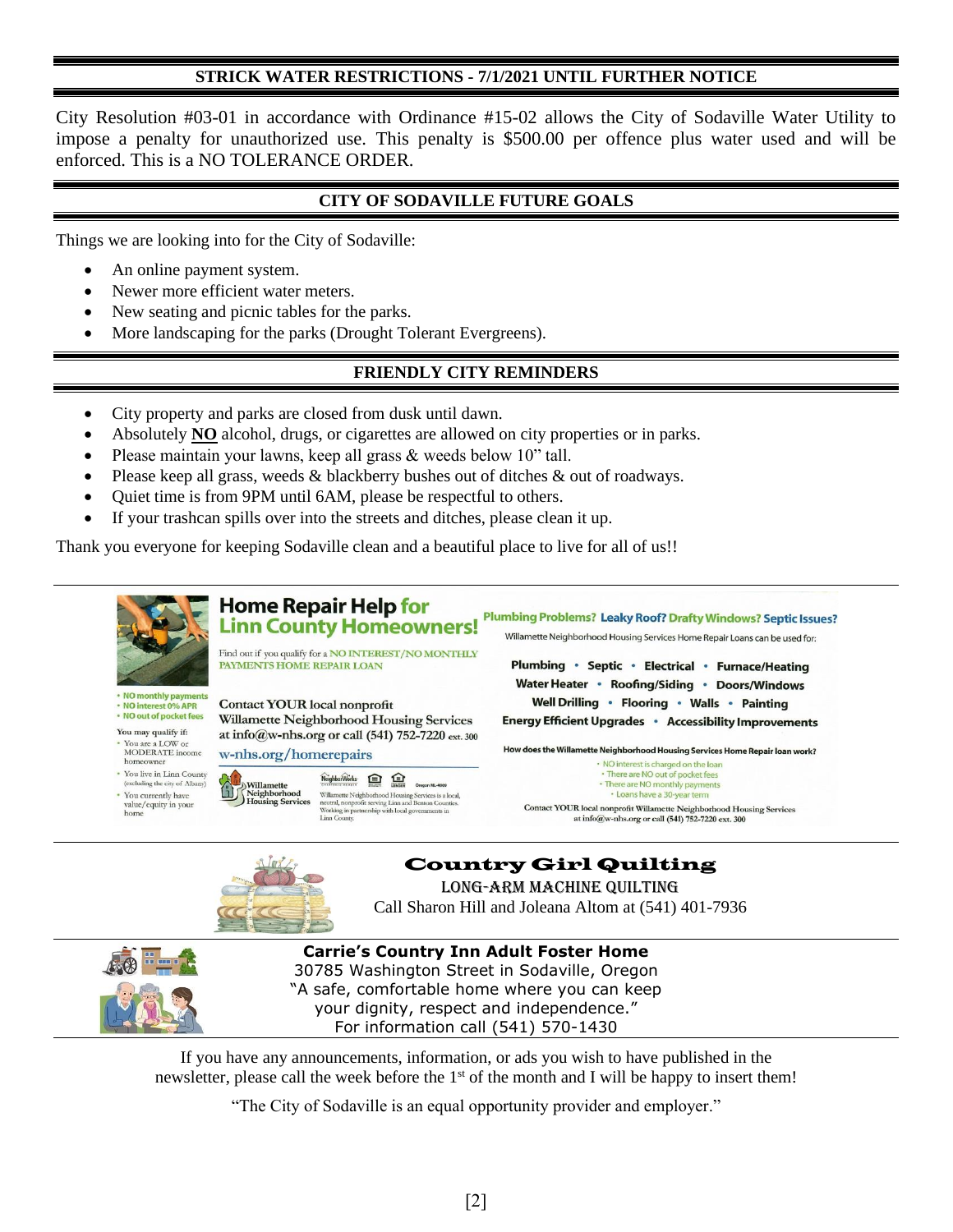## STRICK WATER RESTRICTIONS - 7/1/2021 UNTIL FURTHER NOTICE

City Resolution #03-01 in accordance with Ordinance #15-02 allows the City of Sodaville Water Utility to impose a penalty for unauthorized use. This penalty is $500.00 per offence plus water used and will be enforced. This is a NO TOLERANCE ORDER.

## CITY OF SODAVILLE FUTURE GOALS

Things we are looking into for the City of Sodaville:

- An online payment system.
- Newer more efficient water meters.
- New seating and picnic tables for the parks.
- More landscaping for the parks (Drought Tolerant Evergreens).

## FRIENDLY CITY REMINDERS

- City property and parks are closed from dusk until dawn.
- Absolutely **NO** alcohol, drugs, or cigarettes are allowed on city properties or in parks.
- Please maintain your lawns, keep all grass & weeds below 10" tall.
- Please keep all grass, weeds & blackberry bushes out of ditches & out of roadways.
- Quiet time is from 9PM until 6AM, please be respectful to others.
- If your trashcan spills over into the streets and ditches, please clean it up.

Thank you everyone for keeping Sodaville clean and a beautiful place to live for all of us!!

---

### Home Repair Help for Linn County Homeowners!

Find out if you qualify for a NO INTEREST/NO MONTHLY PAYMENTS HOME REPAIR LOAN

- NO monthly payments
- NO interest 0% APR
- NO out of pocket fees

You may qualify if:

- You are a LOW or MODERATE income homeowner
- You live in Linn County (excluding the city of Albany)
- You currently have value/equity in your home

Contact YOUR local nonprofit Willamette Neighborhood Housing Services at info@w-nhs.org or call (541) 752-7220 ext. 300

w-nhs.org/homerepairs

Willamette Neighborhood Housing Services

Willamette Neighborhood Housing Services is a local, neutral, nonprofit serving Linn and Benton Counties. Working in partnership with local governments in Linn County.

**Plumbing Problems? Leaky Roof? Drafty Windows? Septic Issues?**

Willamette Neighborhood Housing Services Home Repair Loans can be used for:

Plumbing • Septic • Electrical • Furnace/Heating
Water Heater • Roofing/Siding • Doors/Windows
Well Drilling • Flooring • Walls • Painting
Energy Efficient Upgrades • Accessibility Improvements

**How does the Willamette Neighborhood Housing Services Home Repair loan work?**

- NO interest is charged on the loan
- There are NO out of pocket fees
- There are NO monthly payments
- Loans have a 30-year term

Contact YOUR local nonprofit Willamette Neighborhood Housing Services at info@w-nhs.org or call (541) 752-7220 ext. 300

---

### Country Girl Quilting

LONG-ARM MACHINE QUILTING

Call Sharon Hill and Joleana Altom at (541) 401-7936

---

**Carrie's Country Inn Adult Foster Home**

30785 Washington Street in Sodaville, Oregon

"A safe, comfortable home where you can keep your dignity, respect and independence."

For information call (541) 570-1430

---

If you have any announcements, information, or ads you wish to have published in the newsletter, please call the week before the 1st of the month and I will be happy to insert them!

"The City of Sodaville is an equal opportunity provider and employer."